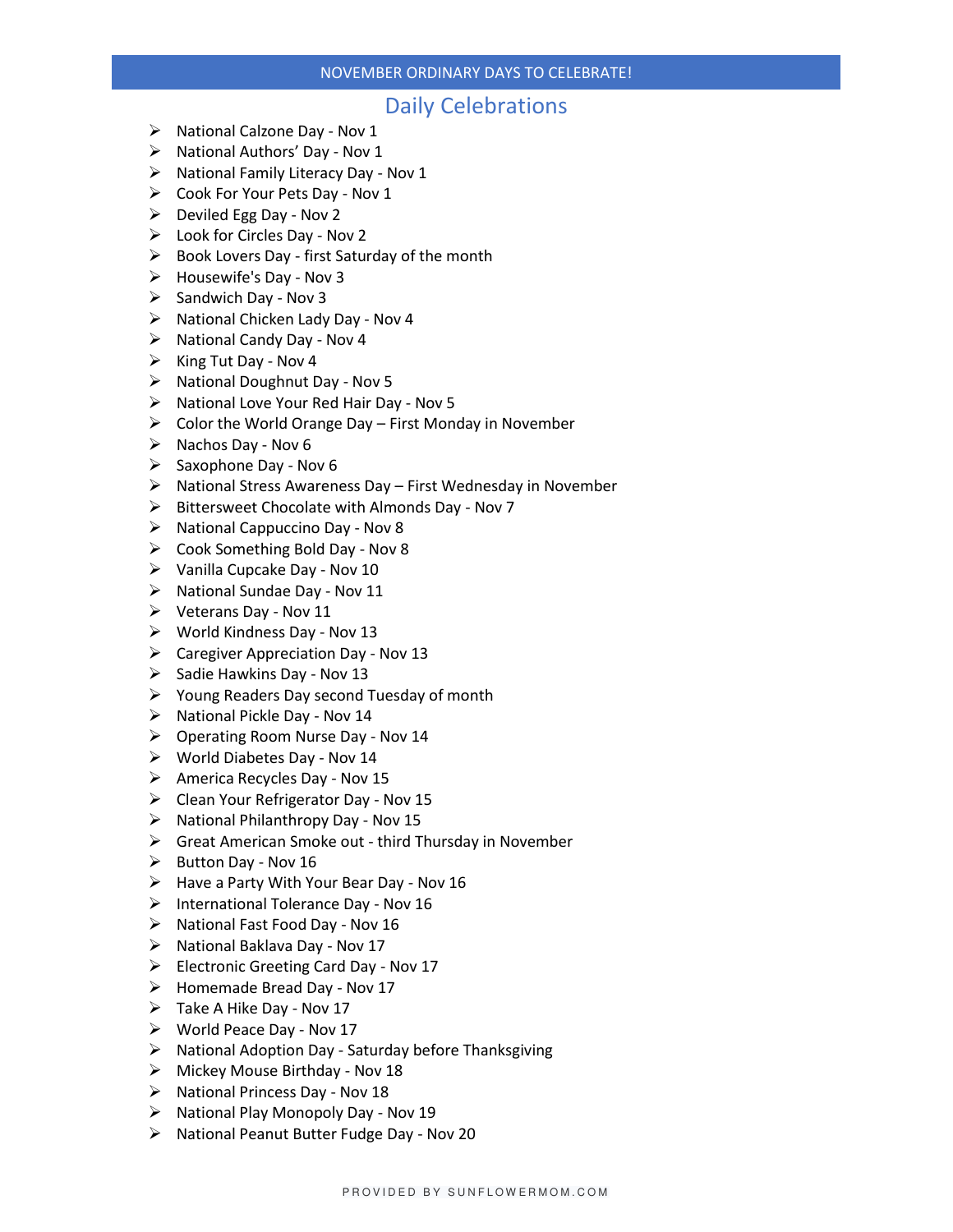# NOVEMBER ORDINARY DAYS TO CELEBRATE!

## Daily Celebrations

- National Calzone Day - Nov 1
- National Authors' Day - Nov 1
- National Family Literacy Day - Nov 1
- Cook For Your Pets Day - Nov 1
- Deviled Egg Day - Nov 2
- Look for Circles Day - Nov 2
- Book Lovers Day - first Saturday of the month
- Housewife's Day - Nov 3
- Sandwich Day - Nov 3
- National Chicken Lady Day - Nov 4
- National Candy Day - Nov 4
- King Tut Day - Nov 4
- National Doughnut Day - Nov 5
- National Love Your Red Hair Day - Nov 5
- Color the World Orange Day – First Monday in November
- Nachos Day - Nov 6
- Saxophone Day - Nov 6
- National Stress Awareness Day – First Wednesday in November
- Bittersweet Chocolate with Almonds Day - Nov 7
- National Cappuccino Day - Nov 8
- Cook Something Bold Day - Nov 8
- Vanilla Cupcake Day - Nov 10
- National Sundae Day - Nov 11
- Veterans Day - Nov 11
- World Kindness Day - Nov 13
- Caregiver Appreciation Day - Nov 13
- Sadie Hawkins Day - Nov 13
- Young Readers Day second Tuesday of month
- National Pickle Day - Nov 14
- Operating Room Nurse Day - Nov 14
- World Diabetes Day - Nov 14
- America Recycles Day - Nov 15
- Clean Your Refrigerator Day - Nov 15
- National Philanthropy Day - Nov 15
- Great American Smoke out - third Thursday in November
- Button Day - Nov 16
- Have a Party With Your Bear Day - Nov 16
- International Tolerance Day - Nov 16
- National Fast Food Day - Nov 16
- National Baklava Day - Nov 17
- Electronic Greeting Card Day - Nov 17
- Homemade Bread Day - Nov 17
- Take A Hike Day - Nov 17
- World Peace Day - Nov 17
- National Adoption Day - Saturday before Thanksgiving
- Mickey Mouse Birthday - Nov 18
- National Princess Day - Nov 18
- National Play Monopoly Day - Nov 19
- National Peanut Butter Fudge Day - Nov 20

PROVIDED BY SUNFLOWERMOM.COM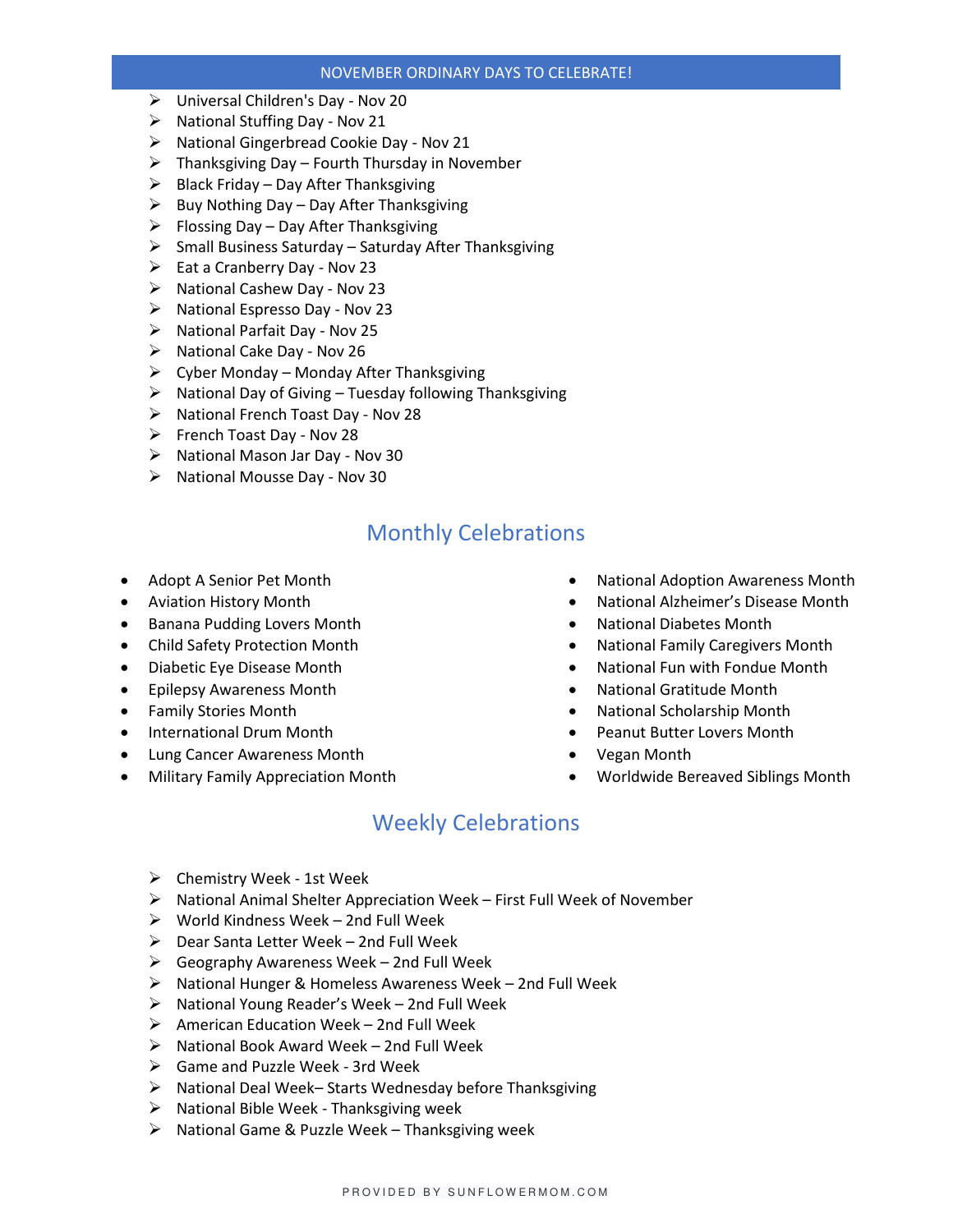NOVEMBER ORDINARY DAYS TO CELEBRATE!

- Universal Children's Day - Nov 20
- National Stuffing Day - Nov 21
- National Gingerbread Cookie Day - Nov 21
- Thanksgiving Day – Fourth Thursday in November
- Black Friday – Day After Thanksgiving
- Buy Nothing Day – Day After Thanksgiving
- Flossing Day – Day After Thanksgiving
- Small Business Saturday – Saturday After Thanksgiving
- Eat a Cranberry Day - Nov 23
- National Cashew Day - Nov 23
- National Espresso Day - Nov 23
- National Parfait Day - Nov 25
- National Cake Day - Nov 26
- Cyber Monday – Monday After Thanksgiving
- National Day of Giving – Tuesday following Thanksgiving
- National French Toast Day - Nov 28
- French Toast Day - Nov 28
- National Mason Jar Day - Nov 30
- National Mousse Day - Nov 30

## Monthly Celebrations

- Adopt A Senior Pet Month
- Aviation History Month
- Banana Pudding Lovers Month
- Child Safety Protection Month
- Diabetic Eye Disease Month
- Epilepsy Awareness Month
- Family Stories Month
- International Drum Month
- Lung Cancer Awareness Month
- Military Family Appreciation Month
- National Adoption Awareness Month
- National Alzheimer's Disease Month
- National Diabetes Month
- National Family Caregivers Month
- National Fun with Fondue Month
- National Gratitude Month
- National Scholarship Month
- Peanut Butter Lovers Month
- Vegan Month
- Worldwide Bereaved Siblings Month

## Weekly Celebrations

- Chemistry Week - 1st Week
- National Animal Shelter Appreciation Week – First Full Week of November
- World Kindness Week – 2nd Full Week
- Dear Santa Letter Week – 2nd Full Week
- Geography Awareness Week – 2nd Full Week
- National Hunger & Homeless Awareness Week – 2nd Full Week
- National Young Reader's Week – 2nd Full Week
- American Education Week – 2nd Full Week
- National Book Award Week – 2nd Full Week
- Game and Puzzle Week - 3rd Week
- National Deal Week– Starts Wednesday before Thanksgiving
- National Bible Week - Thanksgiving week
- National Game & Puzzle Week – Thanksgiving week

PROVIDED BY SUNFLOWERMOM.COM